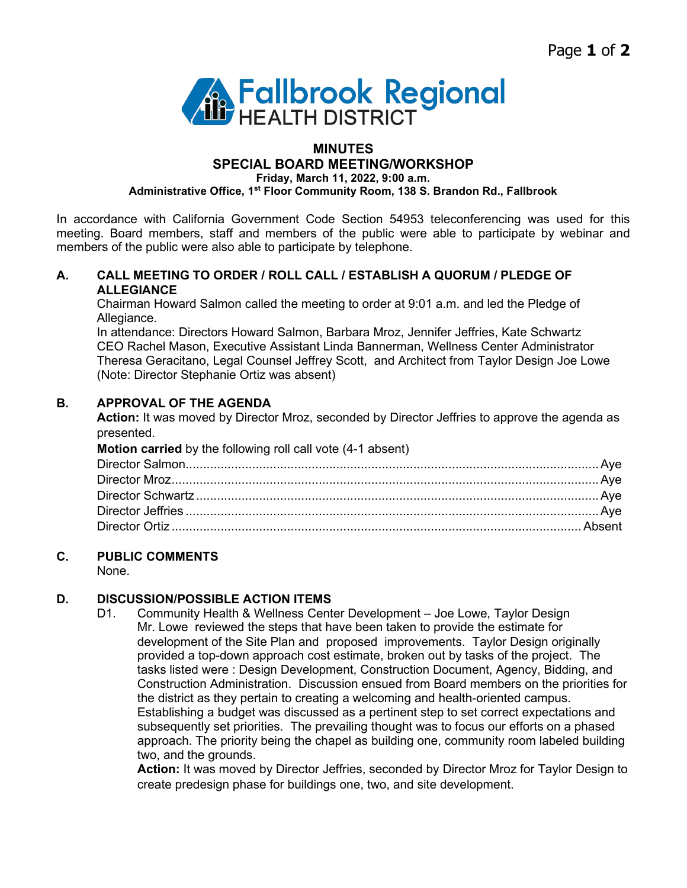Fallbrook Regional HEALTH DISTRICT

# MINUTES
## SPECIAL BOARD MEETING/WORKSHOP
**Friday, March 11, 2022, 9:00 a.m.**
**Administrative Office, 1st Floor Community Room, 138 S. Brandon Rd., Fallbrook**

In accordance with California Government Code Section 54953 teleconferencing was used for this meeting. Board members, staff and members of the public were able to participate by webinar and members of the public were also able to participate by telephone.

### A. CALL MEETING TO ORDER / ROLL CALL / ESTABLISH A QUORUM / PLEDGE OF ALLEGIANCE

Chairman Howard Salmon called the meeting to order at 9:01 a.m. and led the Pledge of Allegiance.
In attendance: Directors Howard Salmon, Barbara Mroz, Jennifer Jeffries, Kate Schwartz
CEO Rachel Mason, Executive Assistant Linda Bannerman, Wellness Center Administrator Theresa Geracitano, Legal Counsel Jeffrey Scott, and Architect from Taylor Design Joe Lowe
(Note: Director Stephanie Ortiz was absent)

### B. APPROVAL OF THE AGENDA

**Action:** It was moved by Director Mroz, seconded by Director Jeffries to approve the agenda as presented.
**Motion carried** by the following roll call vote (4-1 absent)

Director Salmon....................Aye
Director Mroz....................Aye
Director Schwartz....................Aye
Director Jeffries....................Aye
Director Ortiz....................Absent

### C. PUBLIC COMMENTS

None.

### D. DISCUSSION/POSSIBLE ACTION ITEMS

D1. Community Health & Wellness Center Development – Joe Lowe, Taylor Design
Mr. Lowe reviewed the steps that have been taken to provide the estimate for development of the Site Plan and proposed improvements. Taylor Design originally provided a top-down approach cost estimate, broken out by tasks of the project. The tasks listed were : Design Development, Construction Document, Agency, Bidding, and Construction Administration. Discussion ensued from Board members on the priorities for the district as they pertain to creating a welcoming and health-oriented campus. Establishing a budget was discussed as a pertinent step to set correct expectations and subsequently set priorities. The prevailing thought was to focus our efforts on a phased approach. The priority being the chapel as building one, community room labeled building two, and the grounds.
**Action:** It was moved by Director Jeffries, seconded by Director Mroz for Taylor Design to create predesign phase for buildings one, two, and site development.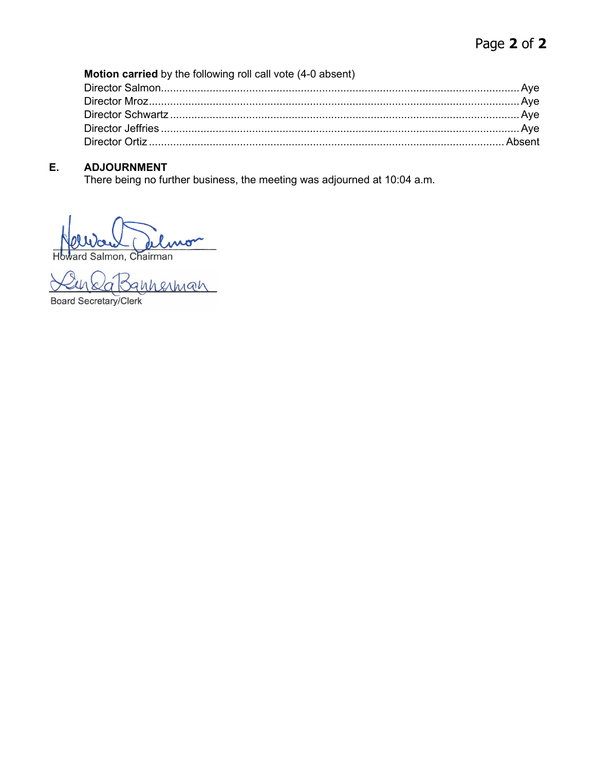**Motion carried** by the following roll call vote (4-0 absent)

Director Salmon........................................................................................................Aye
Director Mroz...........................................................................................................Aye
Director Schwartz.....................................................................................................Aye
Director Jeffries.......................................................................................................Aye
Director Ortiz.......................................................................................................Absent

**E. ADJOURNMENT**

There being no further business, the meeting was adjourned at 10:04 a.m.

Howard Salmon, Chairman

Board Secretary/Clerk